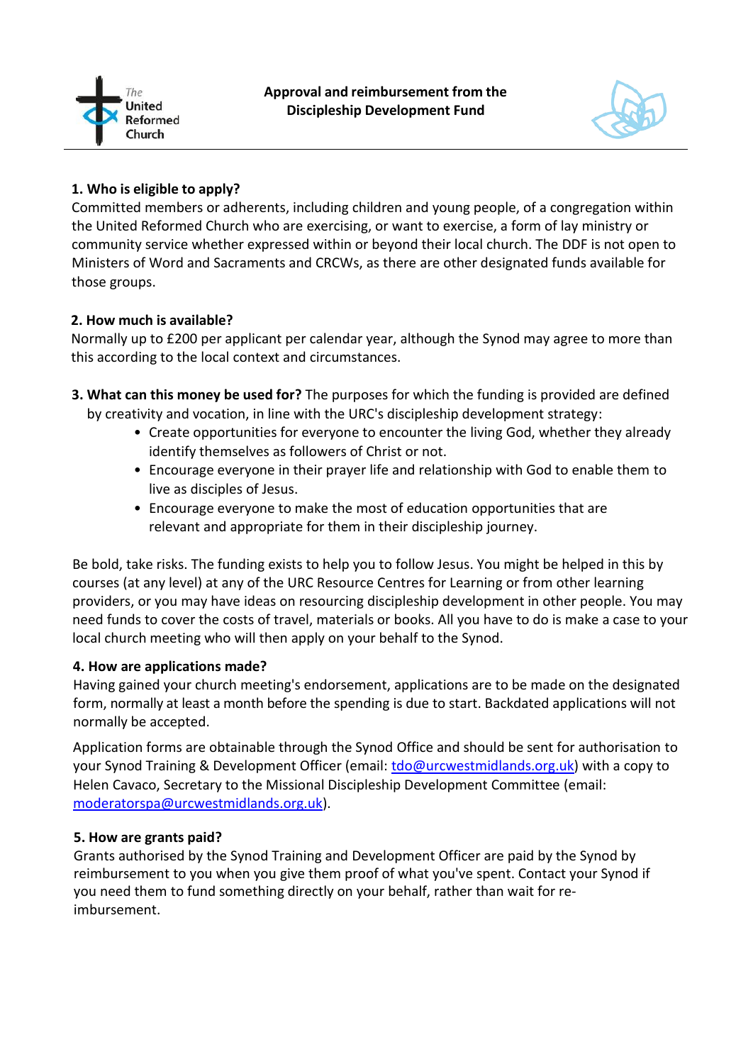# Approval and reimbursement from the Discipleship Development Fund

**1. Who is eligible to apply?**

Committed members or adherents, including children and young people, of a congregation within the United Reformed Church who are exercising, or want to exercise, a form of lay ministry or community service whether expressed within or beyond their local church. The DDF is not open to Ministers of Word and Sacraments and CRCWs, as there are other designated funds available for those groups.

**2. How much is available?**

Normally up to £200 per applicant per calendar year, although the Synod may agree to more than this according to the local context and circumstances.

**3. What can this money be used for?** The purposes for which the funding is provided are defined by creativity and vocation, in line with the URC's discipleship development strategy:

- Create opportunities for everyone to encounter the living God, whether they already identify themselves as followers of Christ or not.
- Encourage everyone in their prayer life and relationship with God to enable them to live as disciples of Jesus.
- Encourage everyone to make the most of education opportunities that are relevant and appropriate for them in their discipleship journey.

Be bold, take risks. The funding exists to help you to follow Jesus. You might be helped in this by courses (at any level) at any of the URC Resource Centres for Learning or from other learning providers, or you may have ideas on resourcing discipleship development in other people. You may need funds to cover the costs of travel, materials or books. All you have to do is make a case to your local church meeting who will then apply on your behalf to the Synod.

**4. How are applications made?**

Having gained your church meeting's endorsement, applications are to be made on the designated form, normally at least a month before the spending is due to start. Backdated applications will not normally be accepted.

Application forms are obtainable through the Synod Office and should be sent for authorisation to your Synod Training & Development Officer (email: tdo@urcwestmidlands.org.uk) with a copy to Helen Cavaco, Secretary to the Missional Discipleship Development Committee (email: moderatorspa@urcwestmidlands.org.uk).

**5. How are grants paid?**

Grants authorised by the Synod Training and Development Officer are paid by the Synod by reimbursement to you when you give them proof of what you've spent. Contact your Synod if you need them to fund something directly on your behalf, rather than wait for re-imbursement.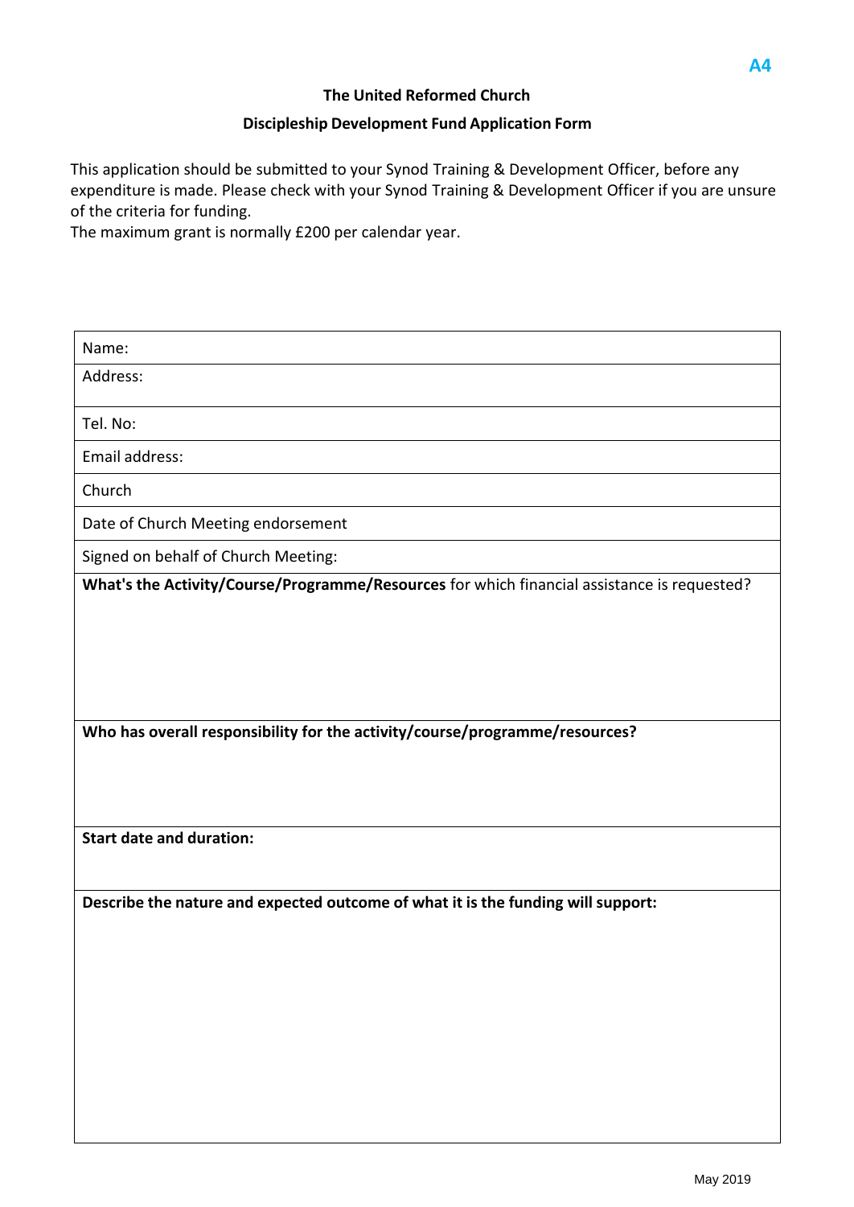**A4**

**The United Reformed Church**

**Discipleship Development Fund Application Form**

This application should be submitted to your Synod Training & Development Officer, before any expenditure is made. Please check with your Synod Training & Development Officer if you are unsure of the criteria for funding.
The maximum grant is normally £200 per calendar year.

| Name: |
|---|
| Address: |
| Tel. No: |
| Email address: |
| Church |
| Date of Church Meeting endorsement |
| Signed on behalf of Church Meeting: |
| **What's the Activity/Course/Programme/Resources** for which financial assistance is requested? |
| **Who has overall responsibility for the activity/course/programme/resources?** |
| **Start date and duration:** |
| **Describe the nature and expected outcome of what it is the funding will support:** |

May 2019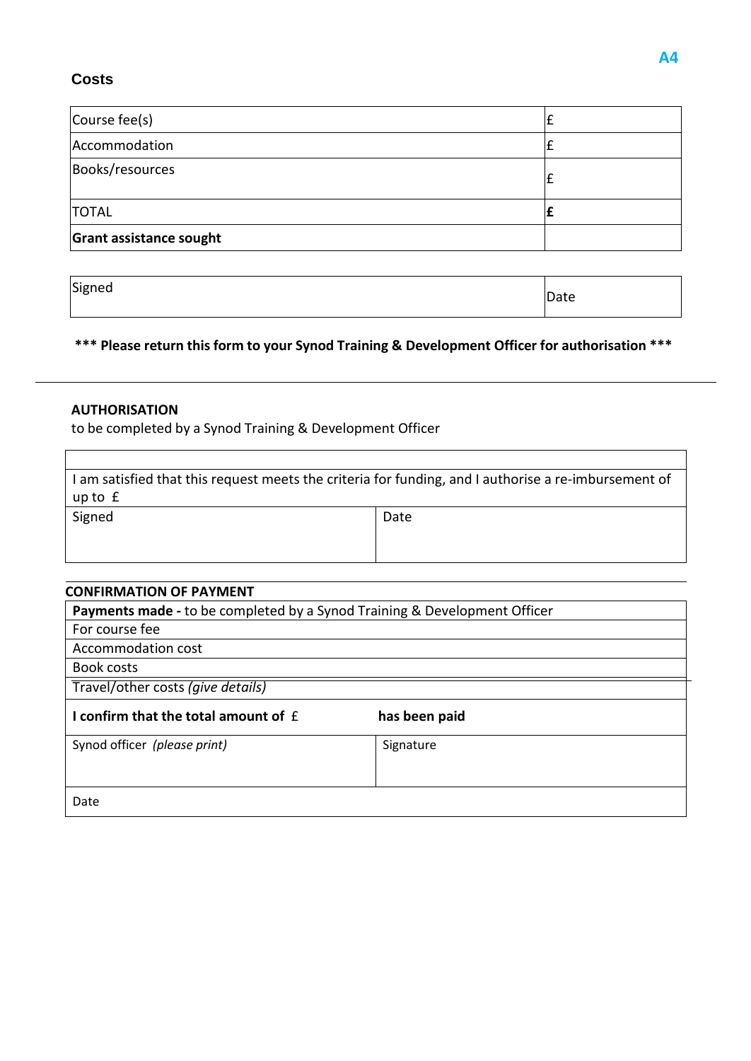A4

## Costs

| | |
|---|---|
| Course fee(s) | £ |
| Accommodation | £ |
| Books/resources | £ |
| TOTAL | **£** |
| **Grant assistance sought** | |

| | |
|---|---|
| Signed | Date |

**\*\*\* Please return this form to your Synod Training & Development Officer for authorisation \*\*\***

---

**AUTHORISATION**
to be completed by a Synod Training & Development Officer

| | |
|---|---|
| I am satisfied that this request meets the criteria for funding, and I authorise a re-imbursement of up to £ | |
| Signed | Date |

**CONFIRMATION OF PAYMENT**

| | |
|---|---|
| **Payments made -** to be completed by a Synod Training & Development Officer | |
| For course fee | |
| Accommodation cost | |
| Book costs | |
| Travel/other costs *(give details)* | |
| **I confirm that the total amount of** £ | **has been paid** |
| Synod officer *(please print)* | Signature |
| Date | |